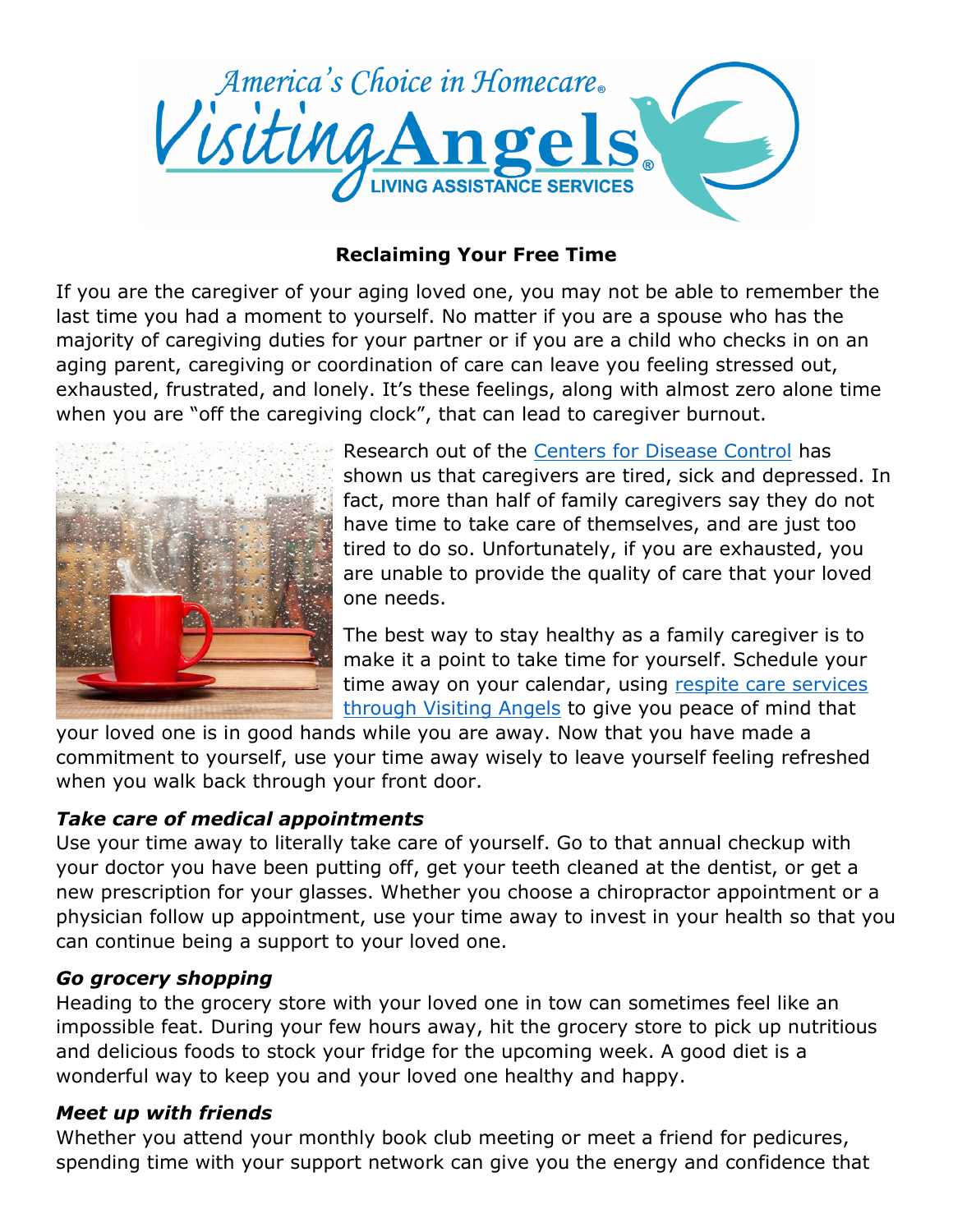America's Choice in Homecare®

Visiting Angels®

LIVING ASSISTANCE SERVICES

**Reclaiming Your Free Time**

If you are the caregiver of your aging loved one, you may not be able to remember the last time you had a moment to yourself. No matter if you are a spouse who has the majority of caregiving duties for your partner or if you are a child who checks in on an aging parent, caregiving or coordination of care can leave you feeling stressed out, exhausted, frustrated, and lonely. It's these feelings, along with almost zero alone time when you are "off the caregiving clock", that can lead to caregiver burnout.

Research out of the Centers for Disease Control has shown us that caregivers are tired, sick and depressed. In fact, more than half of family caregivers say they do not have time to take care of themselves, and are just too tired to do so. Unfortunately, if you are exhausted, you are unable to provide the quality of care that your loved one needs.

The best way to stay healthy as a family caregiver is to make it a point to take time for yourself. Schedule your time away on your calendar, using respite care services through Visiting Angels to give you peace of mind that your loved one is in good hands while you are away. Now that you have made a commitment to yourself, use your time away wisely to leave yourself feeling refreshed when you walk back through your front door.

***Take care of medical appointments***

Use your time away to literally take care of yourself. Go to that annual checkup with your doctor you have been putting off, get your teeth cleaned at the dentist, or get a new prescription for your glasses. Whether you choose a chiropractor appointment or a physician follow up appointment, use your time away to invest in your health so that you can continue being a support to your loved one.

***Go grocery shopping***

Heading to the grocery store with your loved one in tow can sometimes feel like an impossible feat. During your few hours away, hit the grocery store to pick up nutritious and delicious foods to stock your fridge for the upcoming week. A good diet is a wonderful way to keep you and your loved one healthy and happy.

***Meet up with friends***

Whether you attend your monthly book club meeting or meet a friend for pedicures, spending time with your support network can give you the energy and confidence that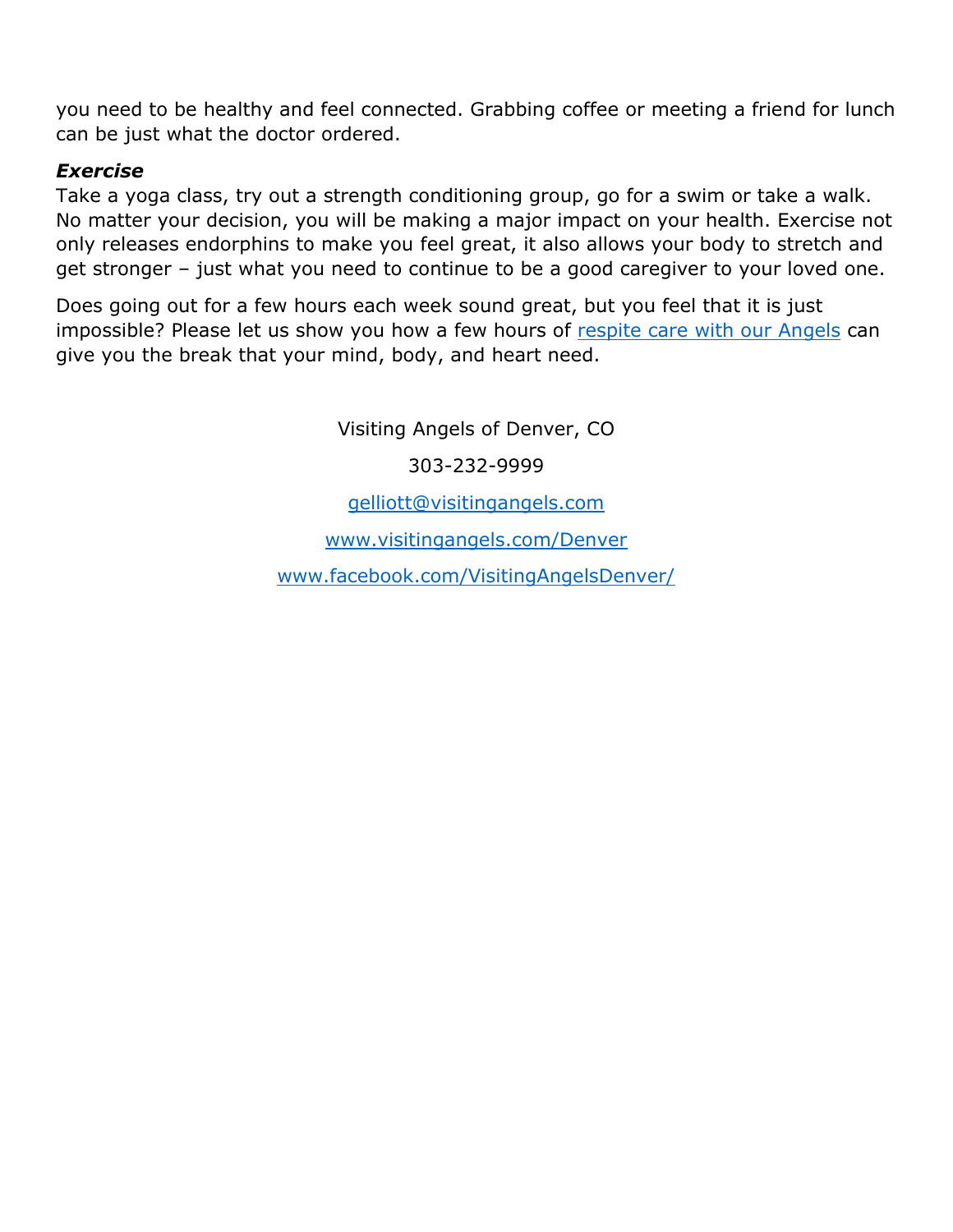you need to be healthy and feel connected. Grabbing coffee or meeting a friend for lunch can be just what the doctor ordered.

***Exercise***

Take a yoga class, try out a strength conditioning group, go for a swim or take a walk. No matter your decision, you will be making a major impact on your health. Exercise not only releases endorphins to make you feel great, it also allows your body to stretch and get stronger – just what you need to continue to be a good caregiver to your loved one.

Does going out for a few hours each week sound great, but you feel that it is just impossible? Please let us show you how a few hours of [respite care with our Angels]() can give you the break that your mind, body, and heart need.

Visiting Angels of Denver, CO

303-232-9999

[gelliott@visitingangels.com](mailto:gelliott@visitingangels.com)

[www.visitingangels.com/Denver](http://www.visitingangels.com/Denver)

[www.facebook.com/VisitingAngelsDenver/](http://www.facebook.com/VisitingAngelsDenver/)